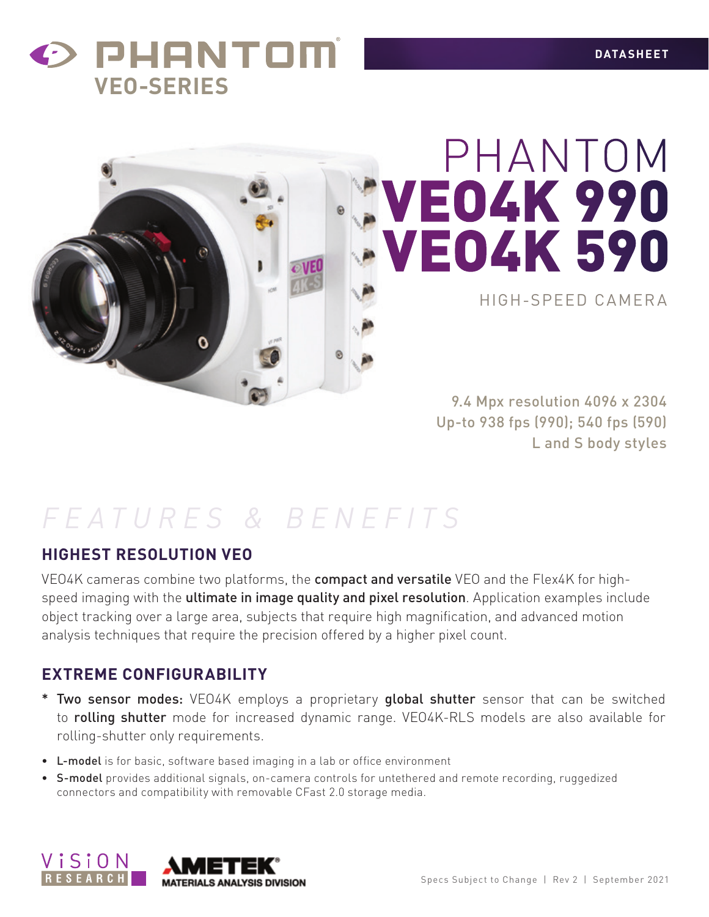# PHANTOM VEO-SERIES

DATASHEET

# PHANTOM VEO4K 990 VEO4K 590

HIGH-SPEED CAMERA

9.4 Mpx resolution 4096 x 2304
Up-to 938 fps (990); 540 fps (590)
L and S body styles

## FEATURES & BENEFITS

### HIGHEST RESOLUTION VEO

VEO4K cameras combine two platforms, the **compact and versatile** VEO and the Flex4K for high-speed imaging with the **ultimate in image quality and pixel resolution**. Application examples include object tracking over a large area, subjects that require high magnification, and advanced motion analysis techniques that require the precision offered by a higher pixel count.

### EXTREME CONFIGURABILITY

- **Two sensor modes:** VEO4K employs a proprietary **global shutter** sensor that can be switched to **rolling shutter** mode for increased dynamic range. VEO4K-RLS models are also available for rolling-shutter only requirements.
- **L-model** is for basic, software based imaging in a lab or office environment
- **S-model** provides additional signals, on-camera controls for untethered and remote recording, ruggedized connectors and compatibility with removable CFast 2.0 storage media.

VISION RESEARCH | AMETEK MATERIALS ANALYSIS DIVISION

Specs Subject to Change | Rev 2 | September 2021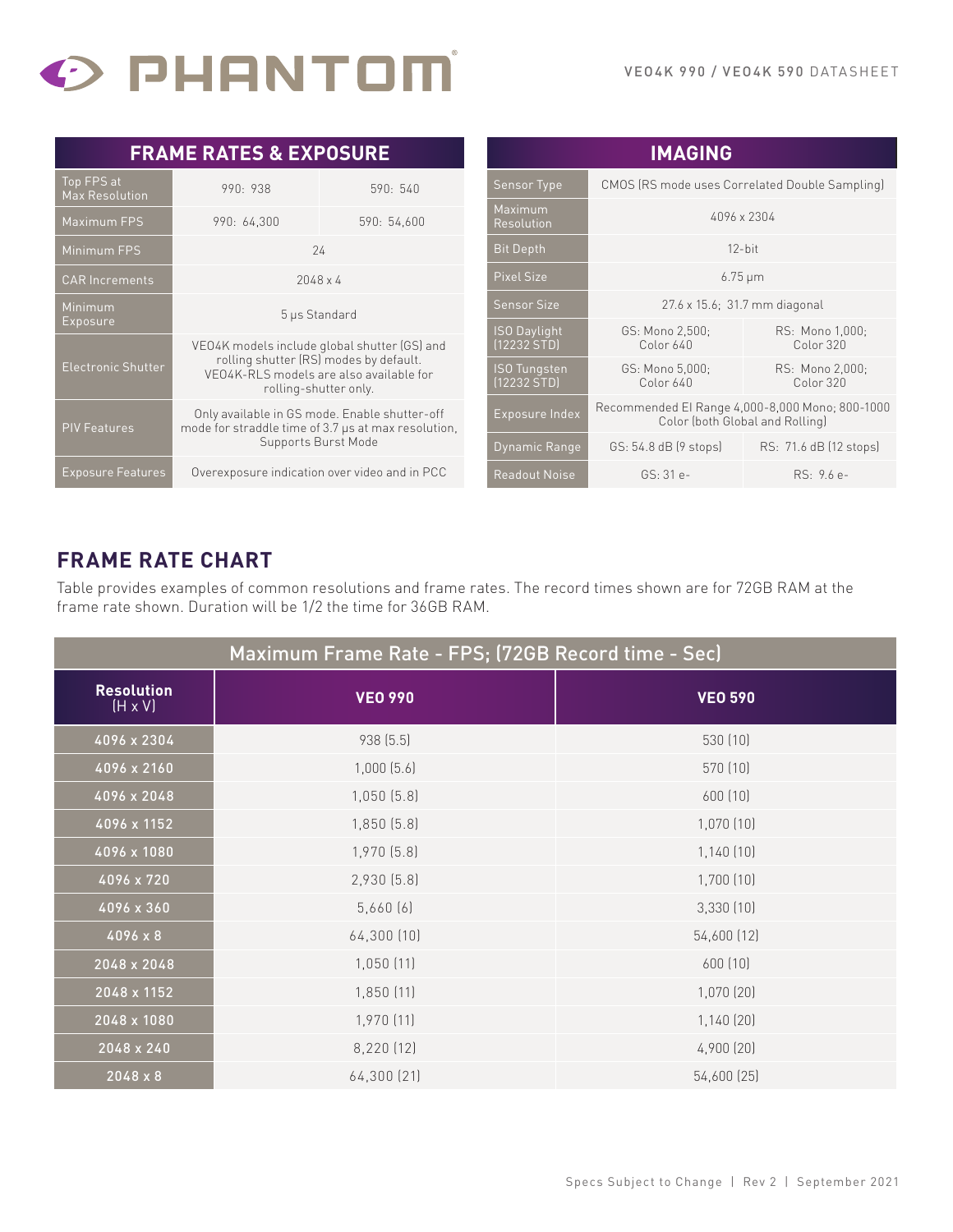## FRAME RATES & EXPOSURE

| | | |
|---|---|---|
| Top FPS at Max Resolution | 990: 938 | 590: 540 |
| Maximum FPS | 990: 64,300 | 590: 54,600 |
| Minimum FPS | 24 | |
| CAR Increments | 2048 x 4 | |
| Minimum Exposure | 5 µs Standard | |
| Electronic Shutter | VEO4K models include global shutter (GS) and rolling shutter (RS) modes by default. VEO4K-RLS models are also available for rolling-shutter only. | |
| PIV Features | Only available in GS mode. Enable shutter-off mode for straddle time of 3.7 µs at max resolution, Supports Burst Mode | |
| Exposure Features | Overexposure indication over video and in PCC | |

## IMAGING

| | | |
|---|---|---|
| Sensor Type | CMOS (RS mode uses Correlated Double Sampling) | |
| Maximum Resolution | 4096 x 2304 | |
| Bit Depth | 12-bit | |
| Pixel Size | 6.75 µm | |
| Sensor Size | 27.6 x 15.6; 31.7 mm diagonal | |
| ISO Daylight (12232 STD) | GS: Mono 2,500; Color 640 | RS: Mono 1,000; Color 320 |
| ISO Tungsten (12232 STD) | GS: Mono 5,000; Color 640 | RS: Mono 2,000; Color 320 |
| Exposure Index | Recommended EI Range 4,000-8,000 Mono; 800-1000 Color (both Global and Rolling) | |
| Dynamic Range | GS: 54.8 dB (9 stops) | RS: 71.6 dB (12 stops) |
| Readout Noise | GS: 31 e- | RS: 9.6 e- |

## FRAME RATE CHART

Table provides examples of common resolutions and frame rates. The record times shown are for 72GB RAM at the frame rate shown. Duration will be 1/2 the time for 36GB RAM.

| Maximum Frame Rate - FPS; (72GB Record time - Sec) | | |
|---|---|---|
| **Resolution** (H x V) | **VEO 990** | **VEO 590** |
| 4096 x 2304 | 938 (5.5) | 530 (10) |
| 4096 x 2160 | 1,000 (5.6) | 570 (10) |
| 4096 x 2048 | 1,050 (5.8) | 600 (10) |
| 4096 x 1152 | 1,850 (5.8) | 1,070 (10) |
| 4096 x 1080 | 1,970 (5.8) | 1,140 (10) |
| 4096 x 720 | 2,930 (5.8) | 1,700 (10) |
| 4096 x 360 | 5,660 (6) | 3,330 (10) |
| 4096 x 8 | 64,300 (10) | 54,600 (12) |
| 2048 x 2048 | 1,050 (11) | 600 (10) |
| 2048 x 1152 | 1,850 (11) | 1,070 (20) |
| 2048 x 1080 | 1,970 (11) | 1,140 (20) |
| 2048 x 240 | 8,220 (12) | 4,900 (20) |
| 2048 x 8 | 64,300 (21) | 54,600 (25) |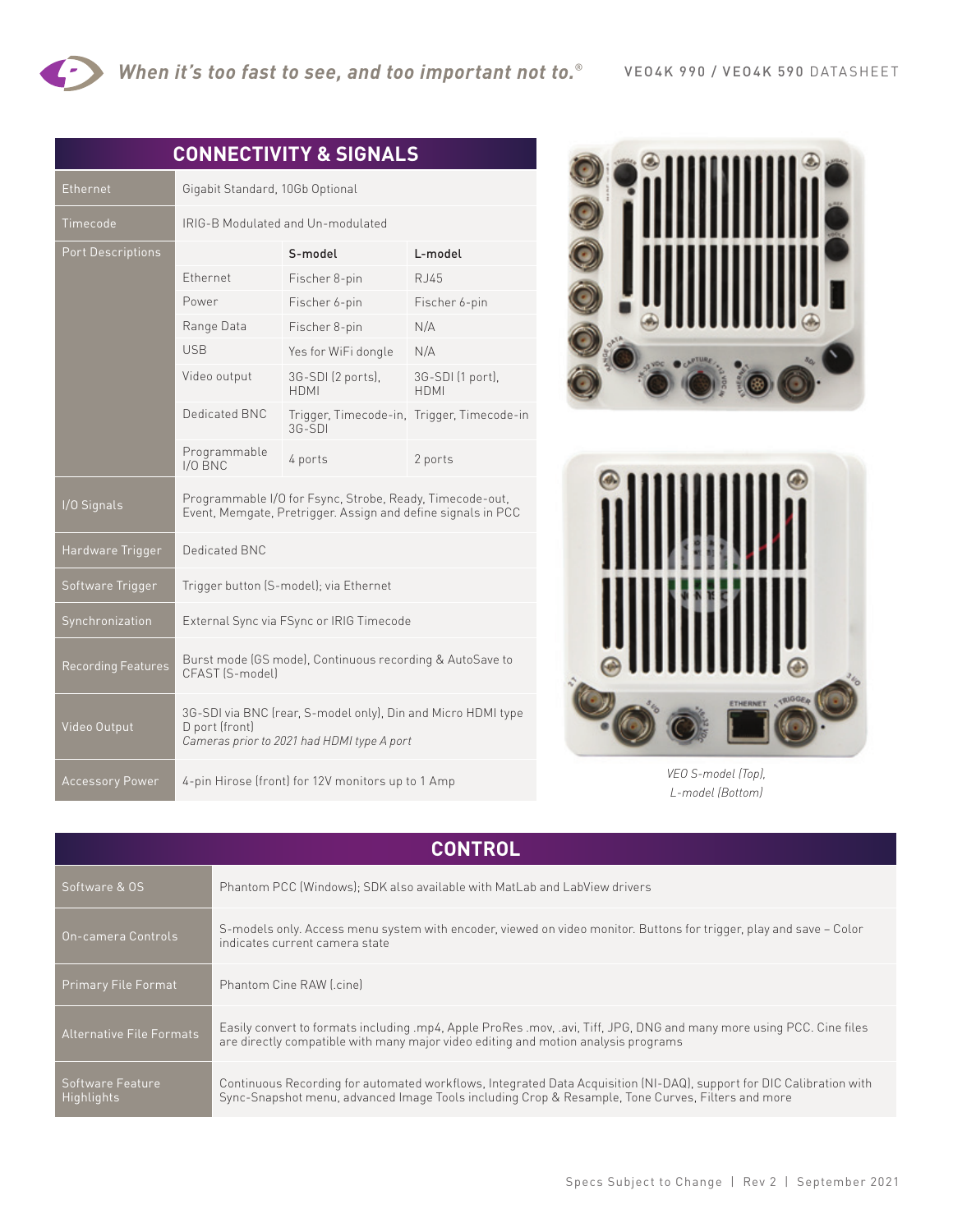## CONNECTIVITY & SIGNALS

| | | | |
|---|---|---|---|
| Ethernet | Gigabit Standard, 10Gb Optional | | |
| Timecode | IRIG-B Modulated and Un-modulated | | |
| Port Descriptions | | S-model | L-model |
| | Ethernet | Fischer 8-pin | RJ45 |
| | Power | Fischer 6-pin | Fischer 6-pin |
| | Range Data | Fischer 8-pin | N/A |
| | USB | Yes for WiFi dongle | N/A |
| | Video output | 3G-SDI (2 ports), HDMI | 3G-SDI (1 port), HDMI |
| | Dedicated BNC | Trigger, Timecode-in, 3G-SDI | Trigger, Timecode-in |
| | Programmable I/O BNC | 4 ports | 2 ports |
| I/O Signals | Programmable I/O for Fsync, Strobe, Ready, Timecode-out, Event, Memgate, Pretrigger. Assign and define signals in PCC | | |
| Hardware Trigger | Dedicated BNC | | |
| Software Trigger | Trigger button (S-model); via Ethernet | | |
| Synchronization | External Sync via FSync or IRIG Timecode | | |
| Recording Features | Burst mode (GS model), Continuous recording & AutoSave to CFAST (S-model) | | |
| Video Output | 3G-SDI via BNC (rear, S-model only), Din and Micro HDMI type D port (front) *Cameras prior to 2021 had HDMI type A port* | | |
| Accessory Power | 4-pin Hirose (front) for 12V monitors up to 1 Amp | | |

*VEO S-model (Top), L-model (Bottom)*

## CONTROL

| | |
|---|---|
| Software & OS | Phantom PCC (Windows); SDK also available with MatLab and LabView drivers |
| On-camera Controls | S-models only. Access menu system with encoder, viewed on video monitor. Buttons for trigger, play and save – Color indicates current camera state |
| Primary File Format | Phantom Cine RAW (.cine) |
| Alternative File Formats | Easily convert to formats including .mp4, Apple ProRes .mov, .avi, Tiff, JPG, DNG and many more using PCC. Cine files are directly compatible with many major video editing and motion analysis programs |
| Software Feature Highlights | Continuous Recording for automated workflows, Integrated Data Acquisition (NI-DAQ), support for DIC Calibration with Sync-Snapshot menu, advanced Image Tools including Crop & Resample, Tone Curves, Filters and more |

Specs Subject to Change | Rev 2 | September 2021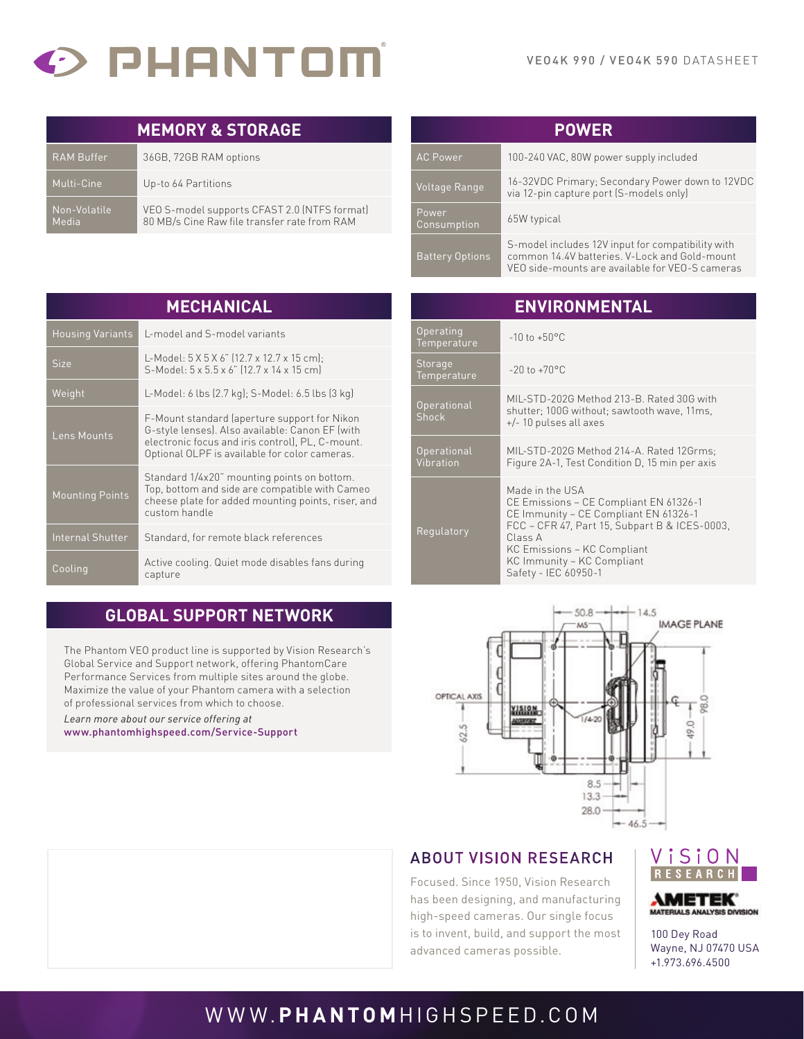# PHANTOM

VEO4K 990 / VEO4K 590 DATASHEET

## MEMORY & STORAGE

| | |
|---|---|
| RAM Buffer | 36GB, 72GB RAM options |
| Multi-Cine | Up-to 64 Partitions |
| Non-Volatile Media | VEO S-model supports CFAST 2.0 (NTFS format) 80 MB/s Cine Raw file transfer rate from RAM |

## POWER

| | |
|---|---|
| AC Power | 100-240 VAC, 80W power supply included |
| Voltage Range | 16-32VDC Primary; Secondary Power down to 12VDC via 12-pin capture port (S-models only) |
| Power Consumption | 65W typical |
| Battery Options | S-model includes 12V input for compatibility with common 14.4V batteries. V-Lock and Gold-mount VEO side-mounts are available for VEO-S cameras |

## MECHANICAL

| | |
|---|---|
| Housing Variants | L-model and S-model variants |
| Size | L-Model: 5 X 5 X 6" (12.7 x 12.7 x 15 cm); S-Model: 5 x 5.5 x 6" (12.7 x 14 x 15 cm) |
| Weight | L-Model: 6 lbs (2.7 kg); S-Model: 6.5 lbs (3 kg) |
| Lens Mounts | F-Mount standard (aperture support for Nikon G-style lenses). Also available: Canon EF (with electronic focus and iris control), PL, C-mount. Optional OLPF is available for color cameras. |
| Mounting Points | Standard 1/4x20" mounting points on bottom. Top, bottom and side are compatible with Cameo cheese plate for added mounting points, riser, and custom handle |
| Internal Shutter | Standard, for remote black references |
| Cooling | Active cooling. Quiet mode disables fans during capture |

## ENVIRONMENTAL

| | |
|---|---|
| Operating Temperature | -10 to +50°C |
| Storage Temperature | -20 to +70°C |
| Operational Shock | MIL-STD-202G Method 213-B. Rated 30G with shutter; 100G without; sawtooth wave, 11ms, +/- 10 pulses all axes |
| Operational Vibration | MIL-STD-202G Method 214-A. Rated 12Grms; Figure 2A-1, Test Condition D, 15 min per axis |
| Regulatory | Made in the USA<br>CE Emissions – CE Compliant EN 61326-1<br>CE Immunity – CE Compliant EN 61326-1<br>FCC – CFR 47, Part 15, Subpart B & ICES-0003, Class A<br>KC Emissions – KC Compliant<br>KC Immunity – KC Compliant<br>Safety - IEC 60950-1 |

## GLOBAL SUPPORT NETWORK

The Phantom VEO product line is supported by Vision Research's Global Service and Support network, offering PhantomCare Performance Services from multiple sites around the globe. Maximize the value of your Phantom camera with a selection of professional services from which to choose.

*Learn more about our service offering at*
www.phantomhighspeed.com/Service-Support

50.8
M5
14.5
IMAGE PLANE
OPTICAL AXIS
1/4-20
62.5
98.0
49.0
8.5
13.3
28.0
46.5

## ABOUT VISION RESEARCH

Focused. Since 1950, Vision Research has been designing, and manufacturing high-speed cameras. Our single focus is to invent, build, and support the most advanced cameras possible.

VISION RESEARCH
AMETEK MATERIALS ANALYSIS DIVISION

100 Dey Road
Wayne, NJ 07470 USA
+1.973.696.4500

WWW.PHANTOMHIGHSPEED.COM